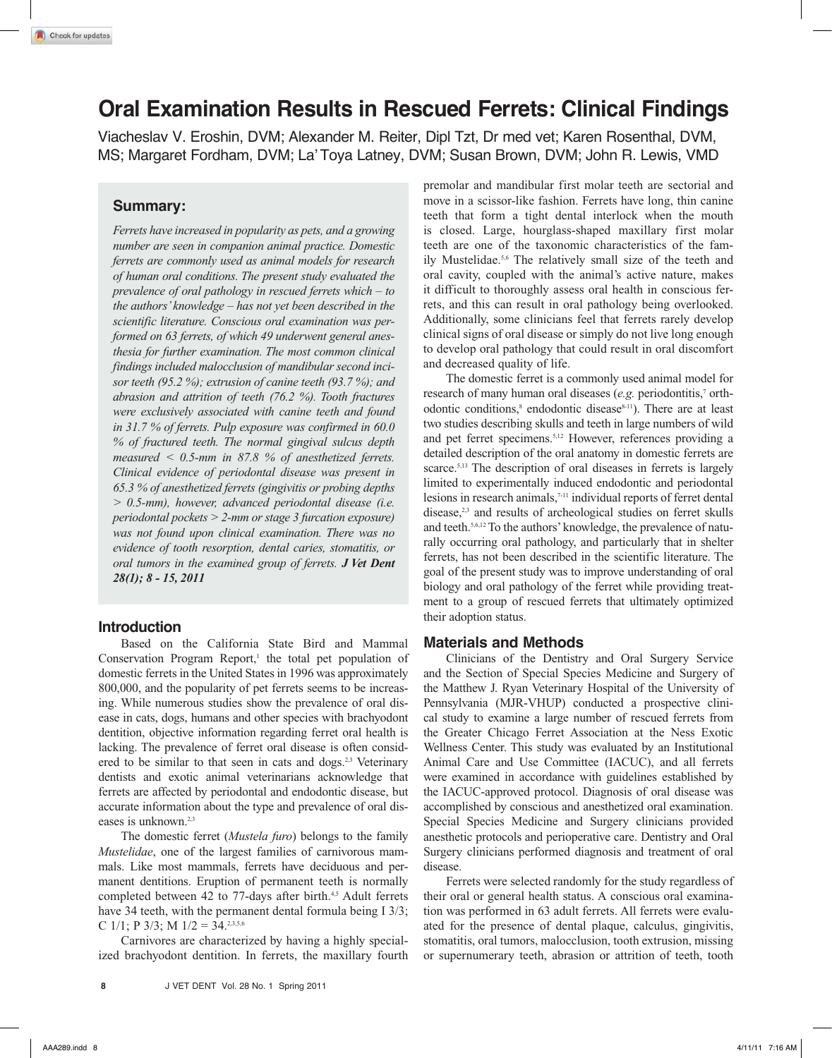# Oral Examination Results in Rescued Ferrets: Clinical Findings

Viacheslav V. Eroshin, DVM; Alexander M. Reiter, Dipl Tzt, Dr med vet; Karen Rosenthal, DVM, MS; Margaret Fordham, DVM; La'Toya Latney, DVM; Susan Brown, DVM; John R. Lewis, VMD

## Summary:

*Ferrets have increased in popularity as pets, and a growing number are seen in companion animal practice. Domestic ferrets are commonly used as animal models for research of human oral conditions. The present study evaluated the prevalence of oral pathology in rescued ferrets which – to the authors' knowledge – has not yet been described in the scientific literature. Conscious oral examination was performed on 63 ferrets, of which 49 underwent general anesthesia for further examination. The most common clinical findings included malocclusion of mandibular second incisor teeth (95.2 %); extrusion of canine teeth (93.7 %); and abrasion and attrition of teeth (76.2 %). Tooth fractures were exclusively associated with canine teeth and found in 31.7 % of ferrets. Pulp exposure was confirmed in 60.0 % of fractured teeth. The normal gingival sulcus depth measured < 0.5-mm in 87.8 % of anesthetized ferrets. Clinical evidence of periodontal disease was present in 65.3 % of anesthetized ferrets (gingivitis or probing depths > 0.5-mm), however, advanced periodontal disease (i.e. periodontal pockets > 2-mm or stage 3 furcation exposure) was not found upon clinical examination. There was no evidence of tooth resorption, dental caries, stomatitis, or oral tumors in the examined group of ferrets.* ***J Vet Dent 28(1); 8 - 15, 2011***

## Introduction

Based on the California State Bird and Mammal Conservation Program Report,[1] the total pet population of domestic ferrets in the United States in 1996 was approximately 800,000, and the popularity of pet ferrets seems to be increasing. While numerous studies show the prevalence of oral disease in cats, dogs, humans and other species with brachyodont dentition, objective information regarding ferret oral health is lacking. The prevalence of ferret oral disease is often considered to be similar to that seen in cats and dogs.[2,3] Veterinary dentists and exotic animal veterinarians acknowledge that ferrets are affected by periodontal and endodontic disease, but accurate information about the type and prevalence of oral diseases is unknown.[2,3]

The domestic ferret (*Mustela furo*) belongs to the family *Mustelidae*, one of the largest families of carnivorous mammals. Like most mammals, ferrets have deciduous and permanent dentitions. Eruption of permanent teeth is normally completed between 42 to 77-days after birth.[4,5] Adult ferrets have 34 teeth, with the permanent dental formula being I 3/3; C 1/1; P 3/3; M 1/2 = 34.[2,3,5,6]

Carnivores are characterized by having a highly specialized brachyodont dentition. In ferrets, the maxillary fourth premolar and mandibular first molar teeth are sectorial and move in a scissor-like fashion. Ferrets have long, thin canine teeth that form a tight dental interlock when the mouth is closed. Large, hourglass-shaped maxillary first molar teeth are one of the taxonomic characteristics of the family Mustelidae.[5,6] The relatively small size of the teeth and oral cavity, coupled with the animal's active nature, makes it difficult to thoroughly assess oral health in conscious ferrets, and this can result in oral pathology being overlooked. Additionally, some clinicians feel that ferrets rarely develop clinical signs of oral disease or simply do not live long enough to develop oral pathology that could result in oral discomfort and decreased quality of life.

The domestic ferret is a commonly used animal model for research of many human oral diseases (*e.g.* periodontitis,[7] orthodontic conditions,[8] endodontic disease[8-11]). There are at least two studies describing skulls and teeth in large numbers of wild and pet ferret specimens.[5,12] However, references providing a detailed description of the oral anatomy in domestic ferrets are scarce.[5,13] The description of oral diseases in ferrets is largely limited to experimentally induced endodontic and periodontal lesions in research animals,[7-11] individual reports of ferret dental disease,[2,3] and results of archeological studies on ferret skulls and teeth.[5,6,12] To the authors' knowledge, the prevalence of naturally occurring oral pathology, and particularly that in shelter ferrets, has not been described in the scientific literature. The goal of the present study was to improve understanding of oral biology and oral pathology of the ferret while providing treatment to a group of rescued ferrets that ultimately optimized their adoption status.

## Materials and Methods

Clinicians of the Dentistry and Oral Surgery Service and the Section of Special Species Medicine and Surgery of the Matthew J. Ryan Veterinary Hospital of the University of Pennsylvania (MJR-VHUP) conducted a prospective clinical study to examine a large number of rescued ferrets from the Greater Chicago Ferret Association at the Ness Exotic Wellness Center. This study was evaluated by an Institutional Animal Care and Use Committee (IACUC), and all ferrets were examined in accordance with guidelines established by the IACUC-approved protocol. Diagnosis of oral disease was accomplished by conscious and anesthetized oral examination. Special Species Medicine and Surgery clinicians provided anesthetic protocols and perioperative care. Dentistry and Oral Surgery clinicians performed diagnosis and treatment of oral disease.

Ferrets were selected randomly for the study regardless of their oral or general health status. A conscious oral examination was performed in 63 adult ferrets. All ferrets were evaluated for the presence of dental plaque, calculus, gingivitis, stomatitis, oral tumors, malocclusion, tooth extrusion, missing or supernumerary teeth, abrasion or attrition of teeth, tooth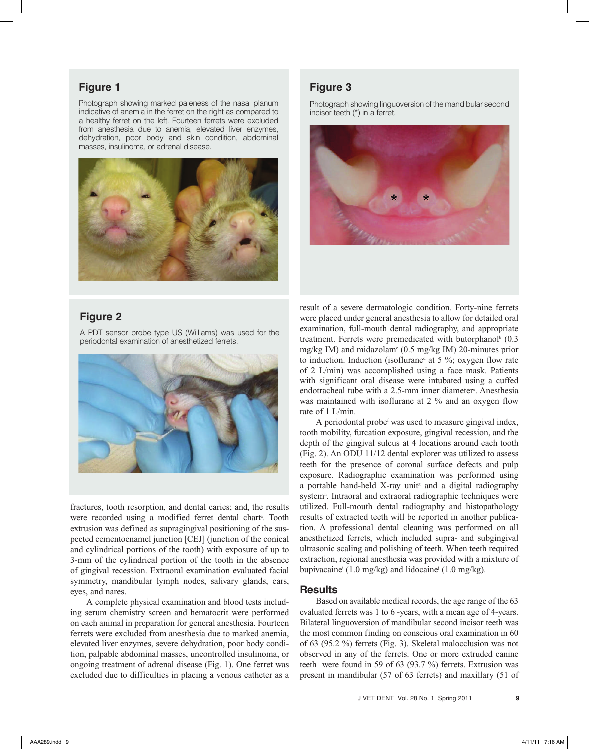**Figure 1**

Photograph showing marked paleness of the nasal planum indicative of anemia in the ferret on the right as compared to a healthy ferret on the left. Fourteen ferrets were excluded from anesthesia due to anemia, elevated liver enzymes, dehydration, poor body and skin condition, abdominal masses, insulinoma, or adrenal disease.

**Figure 2**

A PDT sensor probe type US (Williams) was used for the periodontal examination of anesthetized ferrets.

**Figure 3**

Photograph showing linguoversion of the mandibular second incisor teeth (*) in a ferret.

fractures, tooth resorption, and dental caries; and, the results were recorded using a modified ferret dental chart[a]. Tooth extrusion was defined as supragingival positioning of the suspected cementoenamel junction [CEJ] (junction of the conical and cylindrical portions of the tooth) with exposure of up to 3-mm of the cylindrical portion of the tooth in the absence of gingival recession. Extraoral examination evaluated facial symmetry, mandibular lymph nodes, salivary glands, ears, eyes, and nares.

A complete physical examination and blood tests including serum chemistry screen and hematocrit were performed on each animal in preparation for general anesthesia. Fourteen ferrets were excluded from anesthesia due to marked anemia, elevated liver enzymes, severe dehydration, poor body condition, palpable abdominal masses, uncontrolled insulinoma, or ongoing treatment of adrenal disease (Fig. 1). One ferret was excluded due to difficulties in placing a venous catheter as a result of a severe dermatologic condition. Forty-nine ferrets were placed under general anesthesia to allow for detailed oral examination, full-mouth dental radiography, and appropriate treatment. Ferrets were premedicated with butorphanol[b] (0.3 mg/kg IM) and midazolam[c] (0.5 mg/kg IM) 20-minutes prior to induction. Induction (isoflurane[d] at 5 %; oxygen flow rate of 2 L/min) was accomplished using a face mask. Patients with significant oral disease were intubated using a cuffed endotracheal tube with a 2.5-mm inner diameter[e]. Anesthesia was maintained with isoflurane at 2 % and an oxygen flow rate of 1 L/min.

A periodontal probe[f] was used to measure gingival index, tooth mobility, furcation exposure, gingival recession, and the depth of the gingival sulcus at 4 locations around each tooth (Fig. 2). An ODU 11/12 dental explorer was utilized to assess teeth for the presence of coronal surface defects and pulp exposure. Radiographic examination was performed using a portable hand-held X-ray unit[g] and a digital radiography system[h]. Intraoral and extraoral radiographic techniques were utilized. Full-mouth dental radiography and histopathology results of extracted teeth will be reported in another publication. A professional dental cleaning was performed on all anesthetized ferrets, which included supra- and subgingival ultrasonic scaling and polishing of teeth. When teeth required extraction, regional anesthesia was provided with a mixture of bupivacaine[i] (1.0 mg/kg) and lidocaine[j] (1.0 mg/kg).

## Results

Based on available medical records, the age range of the 63 evaluated ferrets was 1 to 6 -years, with a mean age of 4-years. Bilateral linguoversion of mandibular second incisor teeth was the most common finding on conscious oral examination in 60 of 63 (95.2 %) ferrets (Fig. 3). Skeletal malocclusion was not observed in any of the ferrets. One or more extruded canine teeth were found in 59 of 63 (93.7 %) ferrets. Extrusion was present in mandibular (57 of 63 ferrets) and maxillary (51 of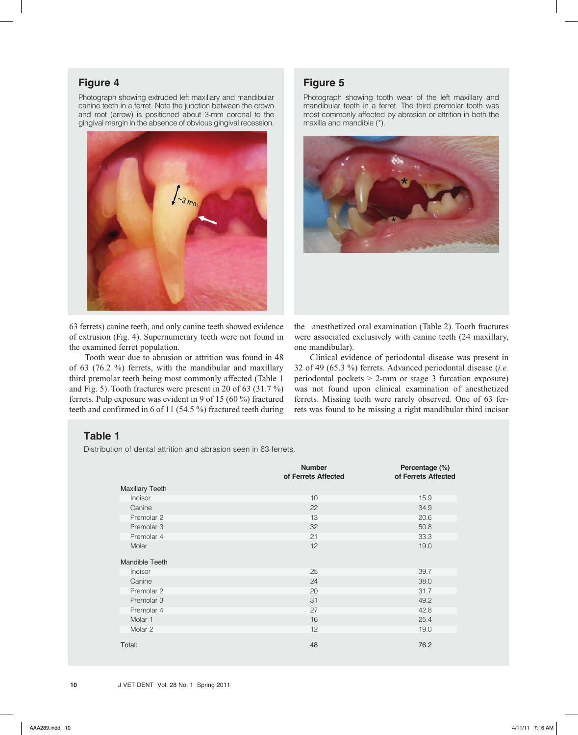## Figure 4

Photograph showing extruded left maxillary and mandibular canine teeth in a ferret. Note the junction between the crown and root (arrow) is positioned about 3-mm coronal to the gingival margin in the absence of obvious gingival recession.

## Figure 5

Photograph showing tooth wear of the left maxillary and mandibular teeth in a ferret. The third premolar tooth was most commonly affected by abrasion or attrition in both the maxilla and mandible (*).

63 ferrets) canine teeth, and only canine teeth showed evidence of extrusion (Fig. 4). Supernumerary teeth were not found in the examined ferret population.

Tooth wear due to abrasion or attrition was found in 48 of 63 (76.2 %) ferrets, with the mandibular and maxillary third premolar teeth being most commonly affected (Table 1 and Fig. 5). Tooth fractures were present in 20 of 63 (31.7 %) ferrets. Pulp exposure was evident in 9 of 15 (60 %) fractured teeth and confirmed in 6 of 11 (54.5 %) fractured teeth during the anesthetized oral examination (Table 2). Tooth fractures were associated exclusively with canine teeth (24 maxillary, one mandibular).

Clinical evidence of periodontal disease was present in 32 of 49 (65.3 %) ferrets. Advanced periodontal disease (*i.e.* periodontal pockets > 2-mm or stage 3 furcation exposure) was not found upon clinical examination of anesthetized ferrets. Missing teeth were rarely observed. One of 63 ferrets was found to be missing a right mandibular third incisor

## Table 1

Distribution of dental attrition and abrasion seen in 63 ferrets.

| | Number of Ferrets Affected | Percentage (%) of Ferrets Affected |
|---|---|---|
| **Maxillary Teeth** | | |
| Incisor | 10 | 15.9 |
| Canine | 22 | 34.9 |
| Premolar 2 | 13 | 20.6 |
| Premolar 3 | 32 | 50.8 |
| Premolar 4 | 21 | 33.3 |
| Molar | 12 | 19.0 |
| **Mandible Teeth** | | |
| Incisor | 25 | 39.7 |
| Canine | 24 | 38.0 |
| Premolar 2 | 20 | 31.7 |
| Premolar 3 | 31 | 49.2 |
| Premolar 4 | 27 | 42.8 |
| Molar 1 | 16 | 25.4 |
| Molar 2 | 12 | 19.0 |
| Total: | 48 | 76.2 |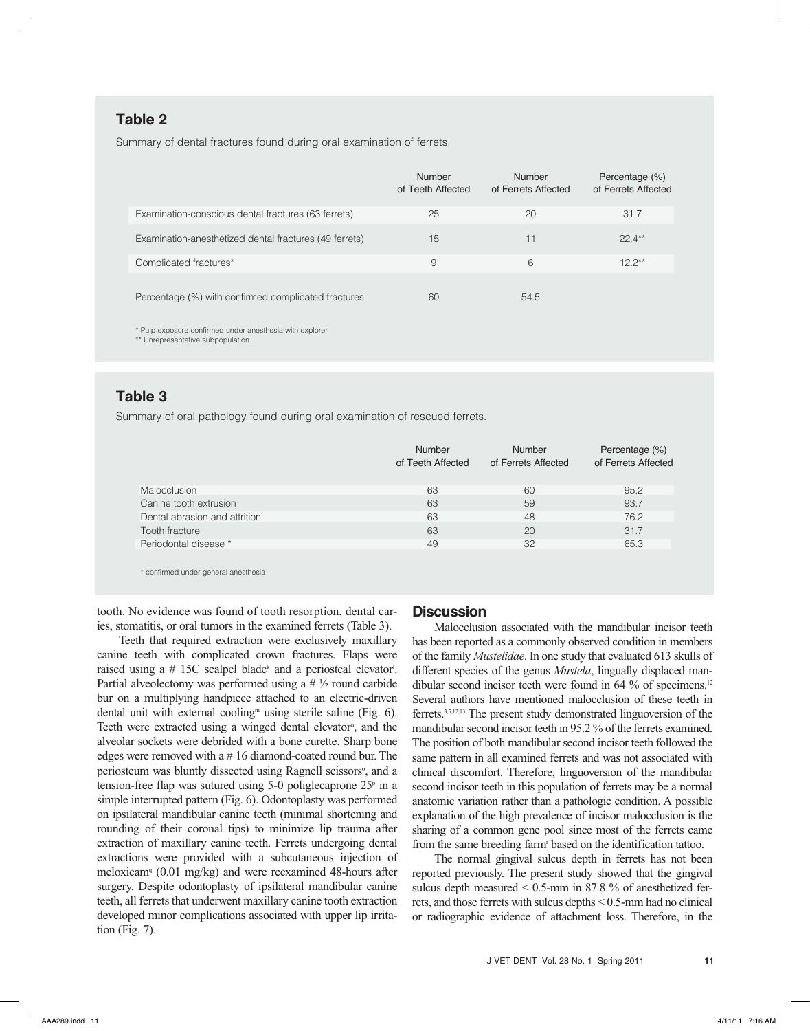### Table 2

Summary of dental fractures found during oral examination of ferrets.

| | Number of Teeth Affected | Number of Ferrets Affected | Percentage (%) of Ferrets Affected |
|---|---|---|---|
| Examination-conscious dental fractures (63 ferrets) | 25 | 20 | 31.7 |
| Examination-anesthetized dental fractures (49 ferrets) | 15 | 11 | 22.4** |
| Complicated fractures* | 9 | 6 | 12.2** |
| Percentage (%) with confirmed complicated fractures | 60 | 54.5 | |

\* Pulp exposure confirmed under anesthesia with explorer
\** Unrepresentative subpopulation

### Table 3

Summary of oral pathology found during oral examination of rescued ferrets.

| | Number of Teeth Affected | Number of Ferrets Affected | Percentage (%) of Ferrets Affected |
|---|---|---|---|
| Malocclusion | 63 | 60 | 95.2 |
| Canine tooth extrusion | 63 | 59 | 93.7 |
| Dental abrasion and attrition | 63 | 48 | 76.2 |
| Tooth fracture | 63 | 20 | 31.7 |
| Periodontal disease * | 49 | 32 | 65.3 |

\* confirmed under general anesthesia

tooth. No evidence was found of tooth resorption, dental caries, stomatitis, or oral tumors in the examined ferrets (Table 3).

Teeth that required extraction were exclusively maxillary canine teeth with complicated crown fractures. Flaps were raised using a # 15C scalpel blade[k] and a periosteal elevator[l]. Partial alveolectomy was performed using a # ½ round carbide bur on a multiplying handpiece attached to an electric-driven dental unit with external cooling[m] using sterile saline (Fig. 6). Teeth were extracted using a winged dental elevator[n], and the alveolar sockets were debrided with a bone curette. Sharp bone edges were removed with a # 16 diamond-coated round bur. The periosteum was bluntly dissected using Ragnell scissors[o], and a tension-free flap was sutured using 5-0 poliglecaprone 25[p] in a simple interrupted pattern (Fig. 6). Odontoplasty was performed on ipsilateral mandibular canine teeth (minimal shortening and rounding of their coronal tips) to minimize lip trauma after extraction of maxillary canine teeth. Ferrets undergoing dental extractions were provided with a subcutaneous injection of meloxicam[q] (0.01 mg/kg) and were reexamined 48-hours after surgery. Despite odontoplasty of ipsilateral mandibular canine teeth, all ferrets that underwent maxillary canine tooth extraction developed minor complications associated with upper lip irritation (Fig. 7).

## Discussion

Malocclusion associated with the mandibular incisor teeth has been reported as a commonly observed condition in members of the family *Mustelidae*. In one study that evaluated 613 skulls of different species of the genus *Mustela*, lingually displaced mandibular second incisor teeth were found in 64 % of specimens.[12] Several authors have mentioned malocclusion of these teeth in ferrets.[3,5,12,13] The present study demonstrated linguoversion of the mandibular second incisor teeth in 95.2 % of the ferrets examined. The position of both mandibular second incisor teeth followed the same pattern in all examined ferrets and was not associated with clinical discomfort. Therefore, linguoversion of the mandibular second incisor teeth in this population of ferrets may be a normal anatomic variation rather than a pathologic condition. A possible explanation of the high prevalence of incisor malocclusion is the sharing of a common gene pool since most of the ferrets came from the same breeding farm[r] based on the identification tattoo.

The normal gingival sulcus depth in ferrets has not been reported previously. The present study showed that the gingival sulcus depth measured < 0.5-mm in 87.8 % of anesthetized ferrets, and those ferrets with sulcus depths < 0.5-mm had no clinical or radiographic evidence of attachment loss. Therefore, in the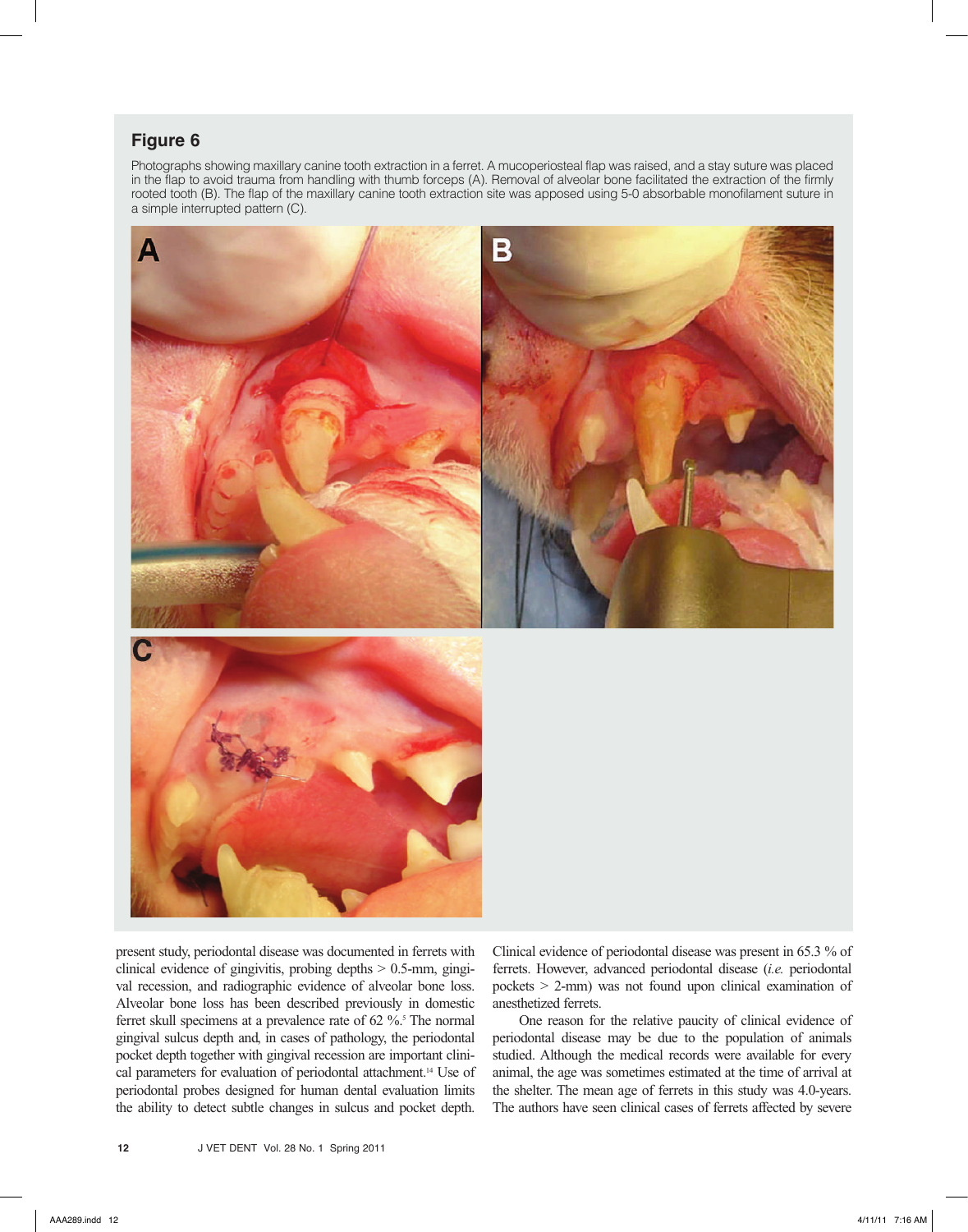## Figure 6

Photographs showing maxillary canine tooth extraction in a ferret. A mucoperiosteal flap was raised, and a stay suture was placed in the flap to avoid trauma from handling with thumb forceps (A). Removal of alveolar bone facilitated the extraction of the firmly rooted tooth (B). The flap of the maxillary canine tooth extraction site was apposed using 5-0 absorbable monofilament suture in a simple interrupted pattern (C).

present study, periodontal disease was documented in ferrets with clinical evidence of gingivitis, probing depths > 0.5-mm, gingival recession, and radiographic evidence of alveolar bone loss. Alveolar bone loss has been described previously in domestic ferret skull specimens at a prevalence rate of 62 %.[5] The normal gingival sulcus depth and, in cases of pathology, the periodontal pocket depth together with gingival recession are important clinical parameters for evaluation of periodontal attachment.[14] Use of periodontal probes designed for human dental evaluation limits the ability to detect subtle changes in sulcus and pocket depth. Clinical evidence of periodontal disease was present in 65.3 % of ferrets. However, advanced periodontal disease (*i.e.* periodontal pockets > 2-mm) was not found upon clinical examination of anesthetized ferrets.

One reason for the relative paucity of clinical evidence of periodontal disease may be due to the population of animals studied. Although the medical records were available for every animal, the age was sometimes estimated at the time of arrival at the shelter. The mean age of ferrets in this study was 4.0-years. The authors have seen clinical cases of ferrets affected by severe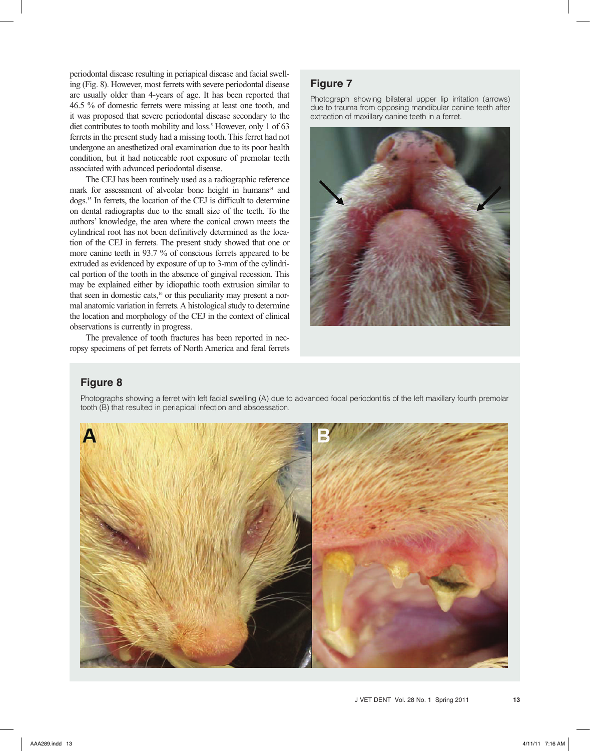periodontal disease resulting in periapical disease and facial swelling (Fig. 8). However, most ferrets with severe periodontal disease are usually older than 4-years of age. It has been reported that 46.5 % of domestic ferrets were missing at least one tooth, and it was proposed that severe periodontal disease secondary to the diet contributes to tooth mobility and loss.[5] However, only 1 of 63 ferrets in the present study had a missing tooth. This ferret had not undergone an anesthetized oral examination due to its poor health condition, but it had noticeable root exposure of premolar teeth associated with advanced periodontal disease.

The CEJ has been routinely used as a radiographic reference mark for assessment of alveolar bone height in humans[14] and dogs.[15] In ferrets, the location of the CEJ is difficult to determine on dental radiographs due to the small size of the teeth. To the authors' knowledge, the area where the conical crown meets the cylindrical root has not been definitively determined as the location of the CEJ in ferrets. The present study showed that one or more canine teeth in 93.7 % of conscious ferrets appeared to be extruded as evidenced by exposure of up to 3-mm of the cylindrical portion of the tooth in the absence of gingival recession. This may be explained either by idiopathic tooth extrusion similar to that seen in domestic cats,[16] or this peculiarity may present a normal anatomic variation in ferrets. A histological study to determine the location and morphology of the CEJ in the context of clinical observations is currently in progress.

The prevalence of tooth fractures has been reported in necropsy specimens of pet ferrets of North America and feral ferrets

## Figure 7

Photograph showing bilateral upper lip irritation (arrows) due to trauma from opposing mandibular canine teeth after extraction of maxillary canine teeth in a ferret.

## Figure 8

Photographs showing a ferret with left facial swelling (A) due to advanced focal periodontitis of the left maxillary fourth premolar tooth (B) that resulted in periapical infection and abscessation.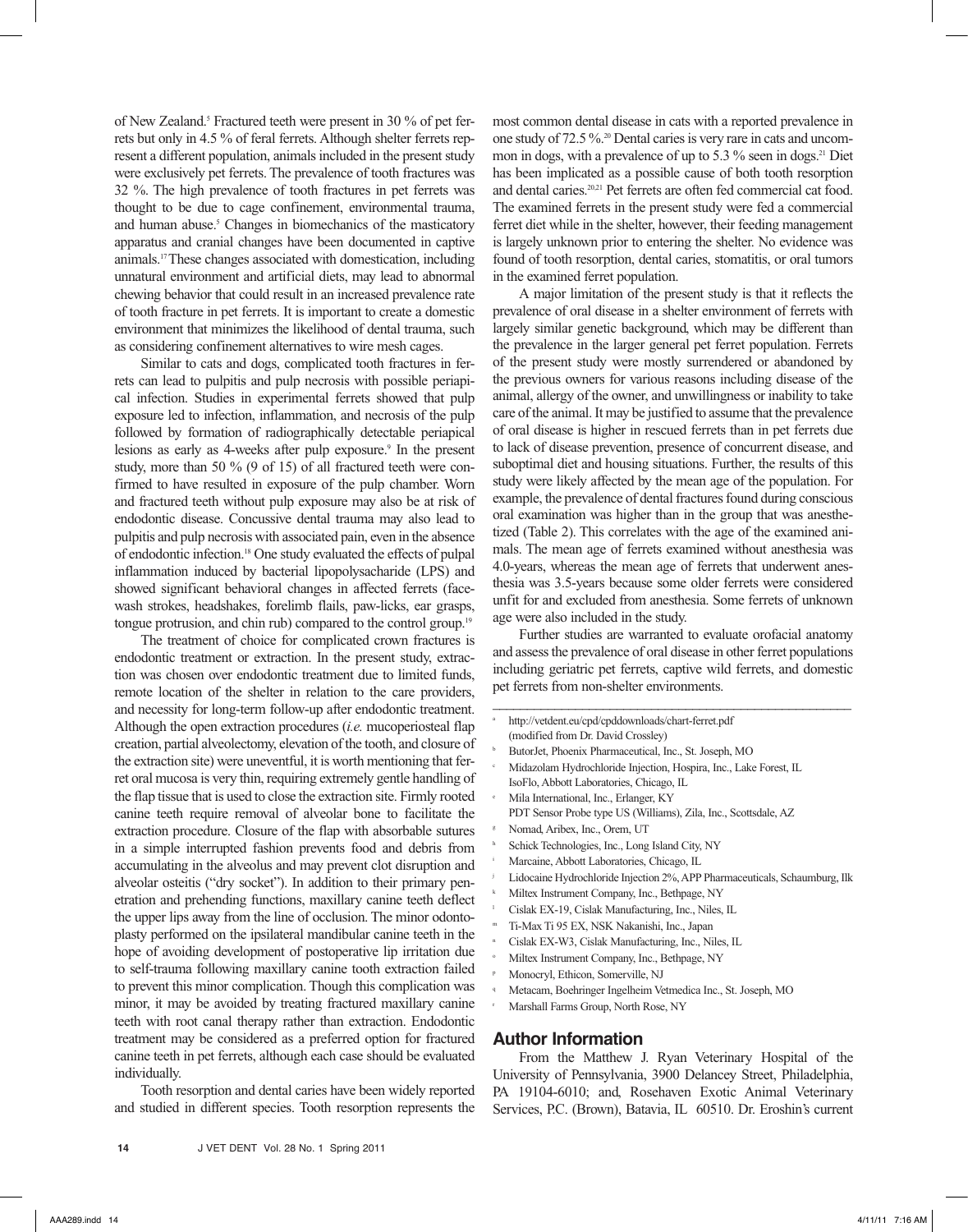of New Zealand.[5] Fractured teeth were present in 30 % of pet ferrets but only in 4.5 % of feral ferrets. Although shelter ferrets represent a different population, animals included in the present study were exclusively pet ferrets. The prevalence of tooth fractures was 32 %. The high prevalence of tooth fractures in pet ferrets was thought to be due to cage confinement, environmental trauma, and human abuse.[5] Changes in biomechanics of the masticatory apparatus and cranial changes have been documented in captive animals.[17] These changes associated with domestication, including unnatural environment and artificial diets, may lead to abnormal chewing behavior that could result in an increased prevalence rate of tooth fracture in pet ferrets. It is important to create a domestic environment that minimizes the likelihood of dental trauma, such as considering confinement alternatives to wire mesh cages.

Similar to cats and dogs, complicated tooth fractures in ferrets can lead to pulpitis and pulp necrosis with possible periapical infection. Studies in experimental ferrets showed that pulp exposure led to infection, inflammation, and necrosis of the pulp followed by formation of radiographically detectable periapical lesions as early as 4-weeks after pulp exposure.[9] In the present study, more than 50 % (9 of 15) of all fractured teeth were confirmed to have resulted in exposure of the pulp chamber. Worn and fractured teeth without pulp exposure may also be at risk of endodontic disease. Concussive dental trauma may also lead to pulpitis and pulp necrosis with associated pain, even in the absence of endodontic infection.[18] One study evaluated the effects of pulpal inflammation induced by bacterial lipopolysacharide (LPS) and showed significant behavioral changes in affected ferrets (face-wash strokes, headshakes, forelimb flails, paw-licks, ear grasps, tongue protrusion, and chin rub) compared to the control group.[19]

The treatment of choice for complicated crown fractures is endodontic treatment or extraction. In the present study, extraction was chosen over endodontic treatment due to limited funds, remote location of the shelter in relation to the care providers, and necessity for long-term follow-up after endodontic treatment. Although the open extraction procedures (*i.e.* mucoperiosteal flap creation, partial alveolectomy, elevation of the tooth, and closure of the extraction site) were uneventful, it is worth mentioning that ferret oral mucosa is very thin, requiring extremely gentle handling of the flap tissue that is used to close the extraction site. Firmly rooted canine teeth require removal of alveolar bone to facilitate the extraction procedure. Closure of the flap with absorbable sutures in a simple interrupted fashion prevents food and debris from accumulating in the alveolus and may prevent clot disruption and alveolar osteitis ("dry socket"). In addition to their primary penetration and prehending functions, maxillary canine teeth deflect the upper lips away from the line of occlusion. The minor odontoplasty performed on the ipsilateral mandibular canine teeth in the hope of avoiding development of postoperative lip irritation due to self-trauma following maxillary canine tooth extraction failed to prevent this minor complication. Though this complication was minor, it may be avoided by treating fractured maxillary canine teeth with root canal therapy rather than extraction. Endodontic treatment may be considered as a preferred option for fractured canine teeth in pet ferrets, although each case should be evaluated individually.

Tooth resorption and dental caries have been widely reported and studied in different species. Tooth resorption represents the most common dental disease in cats with a reported prevalence in one study of 72.5 %.[20] Dental caries is very rare in cats and uncommon in dogs, with a prevalence of up to 5.3 % seen in dogs.[21] Diet has been implicated as a possible cause of both tooth resorption and dental caries.[20,21] Pet ferrets are often fed commercial cat food. The examined ferrets in the present study were fed a commercial ferret diet while in the shelter, however, their feeding management is largely unknown prior to entering the shelter. No evidence was found of tooth resorption, dental caries, stomatitis, or oral tumors in the examined ferret population.

A major limitation of the present study is that it reflects the prevalence of oral disease in a shelter environment of ferrets with largely similar genetic background, which may be different than the prevalence in the larger general pet ferret population. Ferrets of the present study were mostly surrendered or abandoned by the previous owners for various reasons including disease of the animal, allergy of the owner, and unwillingness or inability to take care of the animal. It may be justified to assume that the prevalence of oral disease is higher in rescued ferrets than in pet ferrets due to lack of disease prevention, presence of concurrent disease, and suboptimal diet and housing situations. Further, the results of this study were likely affected by the mean age of the population. For example, the prevalence of dental fractures found during conscious oral examination was higher than in the group that was anesthetized (Table 2). This correlates with the age of the examined animals. The mean age of ferrets examined without anesthesia was 4.0-years, whereas the mean age of ferrets that underwent anesthesia was 3.5-years because some older ferrets were considered unfit for and excluded from anesthesia. Some ferrets of unknown age were also included in the study.

Further studies are warranted to evaluate orofacial anatomy and assess the prevalence of oral disease in other ferret populations including geriatric pet ferrets, captive wild ferrets, and domestic pet ferrets from non-shelter environments.

---

[a] http://vetdent.eu/cpd/cpddownloads/chart-ferret.pdf (modified from Dr. David Crossley)
[b] ButorJet, Phoenix Pharmaceutical, Inc., St. Joseph, MO
[c] Midazolam Hydrochloride Injection, Hospira, Inc., Lake Forest, IL
IsoFlo, Abbott Laboratories, Chicago, IL
[e] Mila International, Inc., Erlanger, KY
PDT Sensor Probe type US (Williams), Zila, Inc., Scottsdale, AZ
[g] Nomad, Aribex, Inc., Orem, UT
[h] Schick Technologies, Inc., Long Island City, NY
[i] Marcaine, Abbott Laboratories, Chicago, IL
[j] Lidocaine Hydrochloride Injection 2%, APP Pharmaceuticals, Schaumburg, Ilk
[k] Miltex Instrument Company, Inc., Bethpage, NY
[l] Cislak EX-19, Cislak Manufacturing, Inc., Niles, IL
[m] Ti-Max Ti 95 EX, NSK Nakanishi, Inc., Japan
[n] Cislak EX-W3, Cislak Manufacturing, Inc., Niles, IL
[o] Miltex Instrument Company, Inc., Bethpage, NY
[p] Monocryl, Ethicon, Somerville, NJ
[q] Metacam, Boehringer Ingelheim Vetmedica Inc., St. Joseph, MO
[r] Marshall Farms Group, North Rose, NY

## Author Information

From the Matthew J. Ryan Veterinary Hospital of the University of Pennsylvania, 3900 Delancey Street, Philadelphia, PA 19104-6010; and, Rosehaven Exotic Animal Veterinary Services, P.C. (Brown), Batavia, IL 60510. Dr. Eroshin's current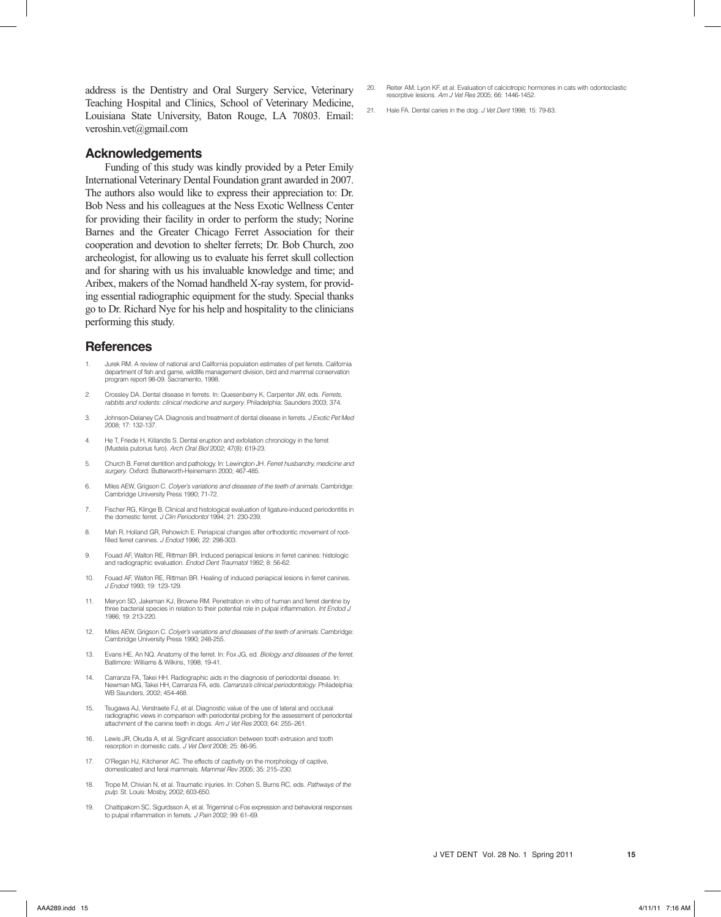address is the Dentistry and Oral Surgery Service, Veterinary Teaching Hospital and Clinics, School of Veterinary Medicine, Louisiana State University, Baton Rouge, LA 70803. Email: veroshin.vet@gmail.com

## Acknowledgements

Funding of this study was kindly provided by a Peter Emily International Veterinary Dental Foundation grant awarded in 2007. The authors also would like to express their appreciation to: Dr. Bob Ness and his colleagues at the Ness Exotic Wellness Center for providing their facility in order to perform the study; Norine Barnes and the Greater Chicago Ferret Association for their cooperation and devotion to shelter ferrets; Dr. Bob Church, zoo archeologist, for allowing us to evaluate his ferret skull collection and for sharing with us his invaluable knowledge and time; and Aribex, makers of the Nomad handheld X-ray system, for providing essential radiographic equipment for the study. Special thanks go to Dr. Richard Nye for his help and hospitality to the clinicians performing this study.

## References

1. Jurek RM. A review of national and California population estimates of pet ferrets. California department of fish and game, wildlife management division, bird and mammal conservation program report 98-09. Sacramento, 1998.
2. Crossley DA. Dental disease in ferrets. In: Quesenberry K, Carpenter JW, eds. *Ferrets, rabbits and rodents: clinical medicine and surgery.* Philadelphia: Saunders 2003; 374.
3. Johnson-Delaney CA. Diagnosis and treatment of dental disease in ferrets. *J Exotic Pet Med* 2008; 17: 132-137.
4. He T, Friede H, Killaridis S. Dental eruption and exfoliation chronology in the ferret (Mustela putorius furo). *Arch Oral Biol* 2002; 47(8): 619-23.
5. Church B. Ferret dentition and pathology. In: Lewington JH. *Ferret husbandry, medicine and surgery.* Oxford: Butterworth-Heinemann 2000; 467-485.
6. Miles AEW, Grigson C. *Colyer's variations and diseases of the teeth of animals.* Cambridge: Cambridge University Press 1990; 71-72.
7. Fischer RG, Klinge B. Clinical and histological evaluation of ligature-induced periodontitis in the domestic ferret. *J Clin Periodontol* 1994; 21: 230-239.
8. Mah R, Holland GR, Pehowich E. Periapical changes after orthodontic movement of root-filled ferret canines. *J Endod* 1996; 22: 298-303.
9. Fouad AF, Walton RE, Rittman BR. Induced periapical lesions in ferret canines: histologic and radiographic evaluation. *Endod Dent Traumatol* 1992; 8: 56-62.
10. Fouad AF, Walton RE, Rittman BR. Healing of induced periapical lesions in ferret canines. *J Endod* 1993; 19: 123-129.
11. Meryon SD, Jakeman KJ, Browne RM. Penetration in vitro of human and ferret dentine by three bacterial species in relation to their potential role in pulpal inflammation. *Int Endod J* 1986; 19: 213-220.
12. Miles AEW, Grigson C. *Colyer's variations and diseases of the teeth of animals.* Cambridge: Cambridge University Press 1990; 248-255.
13. Evans HE, An NQ. Anatomy of the ferret. In: Fox JG, ed. *Biology and diseases of the ferret.* Baltimore: Williams & Wilkins, 1998; 19-41.
14. Carranza FA, Takei HH. Radiographic aids in the diagnosis of periodontal disease. In: Newman MG, Takei HH, Carranza FA, eds. *Carranza's clinical periodontology.* Philadelphia: WB Saunders, 2002; 454-468.
15. Tsugawa AJ, Verstraete FJ, et al. Diagnostic value of the use of lateral and occlusal radiographic views in comparison with periodontal probing for the assessment of periodontal attachment of the canine teeth in dogs. *Am J Vet Res* 2003; 64: 255–261.
16. Lewis JR, Okuda A, et al. Significant association between tooth extrusion and tooth resorption in domestic cats. *J Vet Dent* 2008; 25: 86-95.
17. O'Regan HJ, Kitchener AC. The effects of captivity on the morphology of captive, domesticated and feral mammals. *Mammal Rev* 2005; 35: 215–230.
18. Trope M, Chivian N, et al. Traumatic injuries. In: Cohen S, Burns RC, eds. *Pathways of the pulp.* St. Louis: Mosby, 2002; 603-650.
19. Chattipakorn SC, Sigurdsson A, et al. Trigeminal c-Fos expression and behavioral responses to pulpal inflammation in ferrets. *J Pain* 2002; 99: 61–69.
20. Reiter AM, Lyon KF, et al. Evaluation of calciotropic hormones in cats with odontoclastic resorptive lesions. *Am J Vet Res* 2005; 66: 1446-1452.
21. Hale FA. Dental caries in the dog. *J Vet Dent* 1998; 15: 79-83.